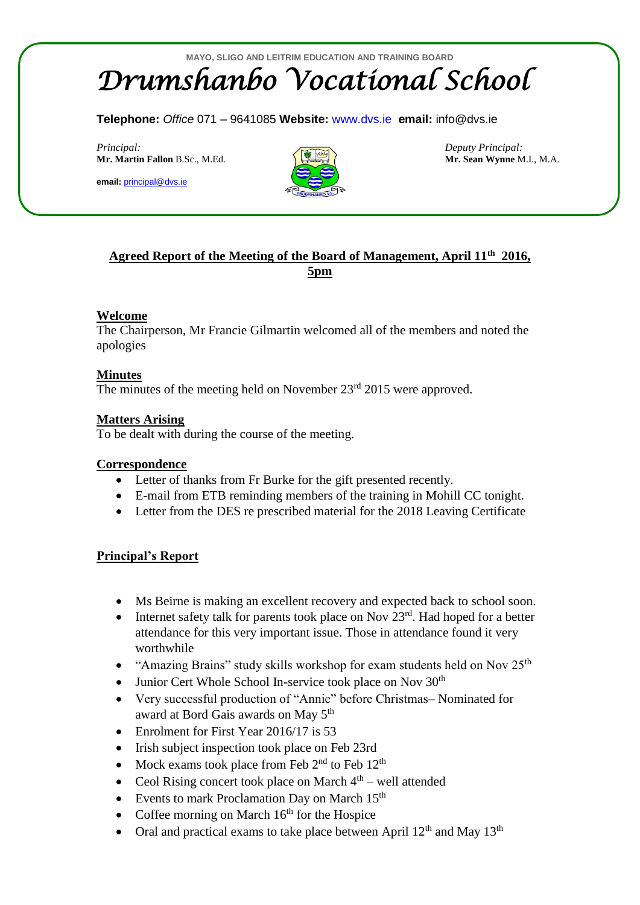MAYO, SLIGO AND LEITRIM EDUCATION AND TRAINING BOARD

# Drumshanbo Vocational School

**Telephone:** *Office* 071 – 9641085 **Website:** www.dvs.ie **email:** info@dvs.ie

*Principal:*
**Mr. Martin Fallon** B.Sc., M.Ed.

**email:** principal@dvs.ie

*Deputy Principal:*
**Mr. Sean Wynne** M.I., M.A.

## Agreed Report of the Meeting of the Board of Management, April 11th 2016, 5pm

### Welcome

The Chairperson, Mr Francie Gilmartin welcomed all of the members and noted the apologies

### Minutes

The minutes of the meeting held on November 23rd 2015 were approved.

### Matters Arising

To be dealt with during the course of the meeting.

### Correspondence

- Letter of thanks from Fr Burke for the gift presented recently.
- E-mail from ETB reminding members of the training in Mohill CC tonight.
- Letter from the DES re prescribed material for the 2018 Leaving Certificate

### Principal's Report

- Ms Beirne is making an excellent recovery and expected back to school soon.
- Internet safety talk for parents took place on Nov 23rd. Had hoped for a better attendance for this very important issue. Those in attendance found it very worthwhile
- "Amazing Brains" study skills workshop for exam students held on Nov 25th
- Junior Cert Whole School In-service took place on Nov 30th
- Very successful production of "Annie" before Christmas– Nominated for award at Bord Gais awards on May 5th
- Enrolment for First Year 2016/17 is 53
- Irish subject inspection took place on Feb 23rd
- Mock exams took place from Feb 2nd to Feb 12th
- Ceol Rising concert took place on March 4th – well attended
- Events to mark Proclamation Day on March 15th
- Coffee morning on March 16th for the Hospice
- Oral and practical exams to take place between April 12th and May 13th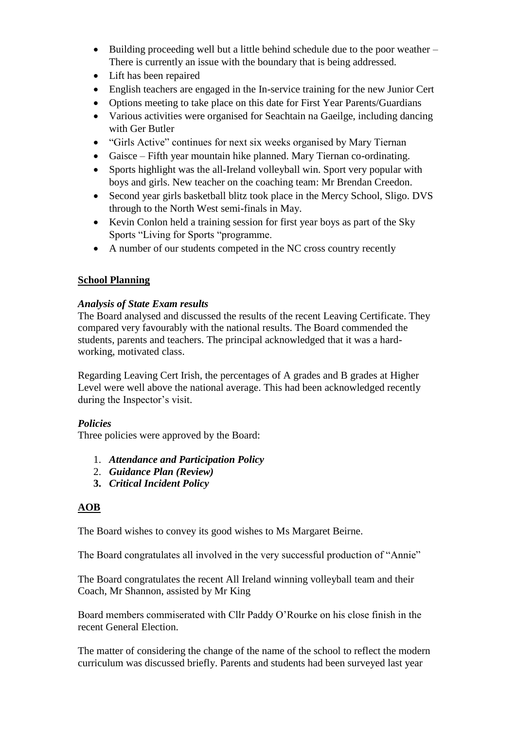- Building proceeding well but a little behind schedule due to the poor weather – There is currently an issue with the boundary that is being addressed.
- Lift has been repaired
- English teachers are engaged in the In-service training for the new Junior Cert
- Options meeting to take place on this date for First Year Parents/Guardians
- Various activities were organised for Seachtain na Gaeilge, including dancing with Ger Butler
- "Girls Active" continues for next six weeks organised by Mary Tiernan
- Gaisce – Fifth year mountain hike planned. Mary Tiernan co-ordinating.
- Sports highlight was the all-Ireland volleyball win. Sport very popular with boys and girls. New teacher on the coaching team: Mr Brendan Creedon.
- Second year girls basketball blitz took place in the Mercy School, Sligo. DVS through to the North West semi-finals in May.
- Kevin Conlon held a training session for first year boys as part of the Sky Sports "Living for Sports "programme.
- A number of our students competed in the NC cross country recently

## School Planning

### *Analysis of State Exam results*

The Board analysed and discussed the results of the recent Leaving Certificate. They compared very favourably with the national results. The Board commended the students, parents and teachers. The principal acknowledged that it was a hard-working, motivated class.

Regarding Leaving Cert Irish, the percentages of A grades and B grades at Higher Level were well above the national average. This had been acknowledged recently during the Inspector's visit.

### *Policies*

Three policies were approved by the Board:

1. ***Attendance and Participation Policy***
2. ***Guidance Plan (Review)***
3. ***Critical Incident Policy***

## AOB

The Board wishes to convey its good wishes to Ms Margaret Beirne.

The Board congratulates all involved in the very successful production of "Annie"

The Board congratulates the recent All Ireland winning volleyball team and their Coach, Mr Shannon, assisted by Mr King

Board members commiserated with Cllr Paddy O'Rourke on his close finish in the recent General Election.

The matter of considering the change of the name of the school to reflect the modern curriculum was discussed briefly. Parents and students had been surveyed last year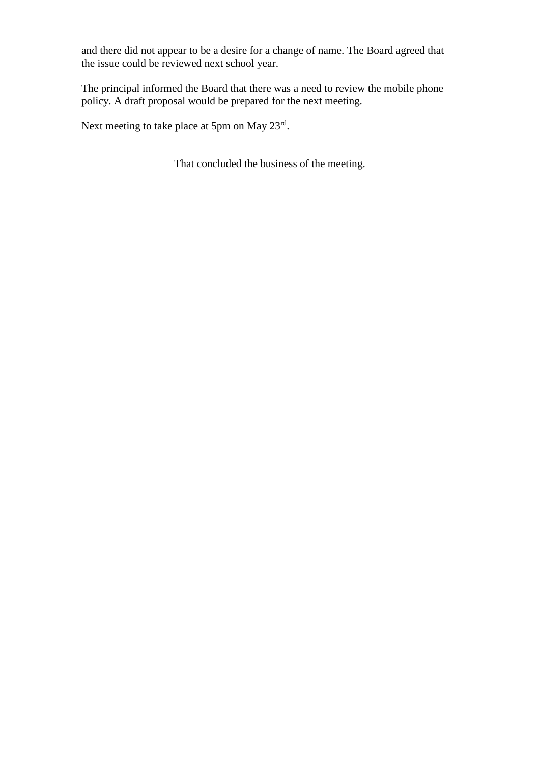and there did not appear to be a desire for a change of name. The Board agreed that the issue could be reviewed next school year.

The principal informed the Board that there was a need to review the mobile phone policy. A draft proposal would be prepared for the next meeting.

Next meeting to take place at 5pm on May 23rd.

That concluded the business of the meeting.